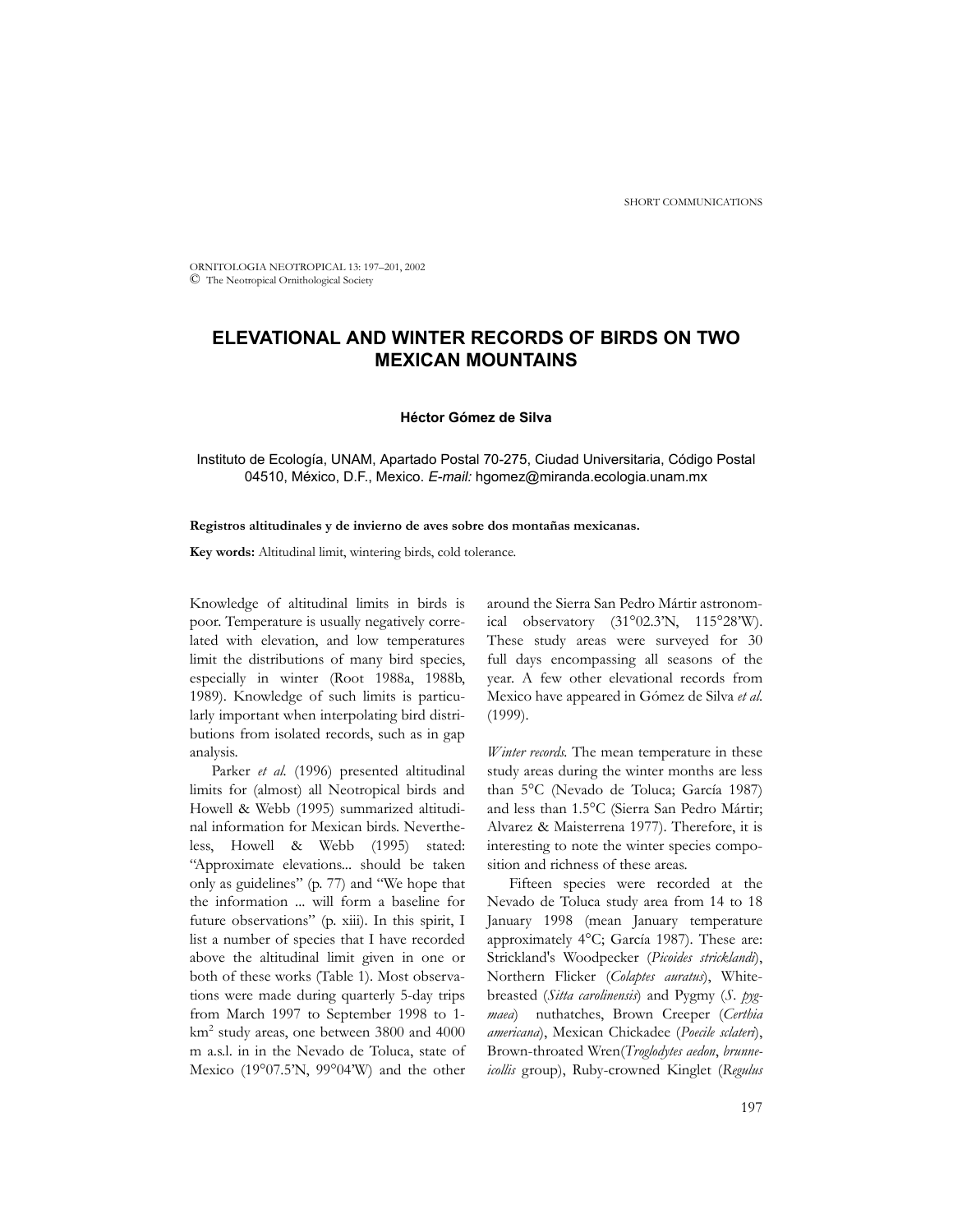SHORT COMMUNICATIONS

ORNITOLOGIA NEOTROPICAL 13: 197–201, 2002
© The Neotropical Ornithological Society

# ELEVATIONAL AND WINTER RECORDS OF BIRDS ON TWO MEXICAN MOUNTAINS

**Héctor Gómez de Silva**

Instituto de Ecología, UNAM, Apartado Postal 70-275, Ciudad Universitaria, Código Postal 04510, México, D.F., Mexico. *E-mail:* hgomez@miranda.ecologia.unam.mx

**Registros altitudinales y de invierno de aves sobre dos montañas mexicanas.**

**Key words:** Altitudinal limit, wintering birds, cold tolerance.

Knowledge of altitudinal limits in birds is poor. Temperature is usually negatively correlated with elevation, and low temperatures limit the distributions of many bird species, especially in winter (Root 1988a, 1988b, 1989). Knowledge of such limits is particularly important when interpolating bird distributions from isolated records, such as in gap analysis.

Parker *et al.* (1996) presented altitudinal limits for (almost) all Neotropical birds and Howell & Webb (1995) summarized altitudinal information for Mexican birds. Nevertheless, Howell & Webb (1995) stated: "Approximate elevations... should be taken only as guidelines" (p. 77) and "We hope that the information ... will form a baseline for future observations" (p. xiii). In this spirit, I list a number of species that I have recorded above the altitudinal limit given in one or both of these works (Table 1). Most observations were made during quarterly 5-day trips from March 1997 to September 1998 to 1-km² study areas, one between 3800 and 4000 m a.s.l. in in the Nevado de Toluca, state of Mexico (19°07.5'N, 99°04'W) and the other around the Sierra San Pedro Mártir astronomical observatory (31°02.3'N, 115°28'W). These study areas were surveyed for 30 full days encompassing all seasons of the year. A few other elevational records from Mexico have appeared in Gómez de Silva *et al.* (1999).

*Winter records.* The mean temperature in these study areas during the winter months are less than 5°C (Nevado de Toluca; García 1987) and less than 1.5°C (Sierra San Pedro Mártir; Alvarez & Maisterrena 1977). Therefore, it is interesting to note the winter species composition and richness of these areas.

Fifteen species were recorded at the Nevado de Toluca study area from 14 to 18 January 1998 (mean January temperature approximately 4°C; García 1987). These are: Strickland's Woodpecker (*Picoides stricklandi*), Northern Flicker (*Colaptes auratus*), White-breasted (*Sitta carolinensis*) and Pygmy (*S. pygmaea*) nuthatches, Brown Creeper (*Certhia americana*), Mexican Chickadee (*Poecile sclateri*), Brown-throated Wren(*Troglodytes aedon*, *brunneicollis* group), Ruby-crowned Kinglet (*Regulus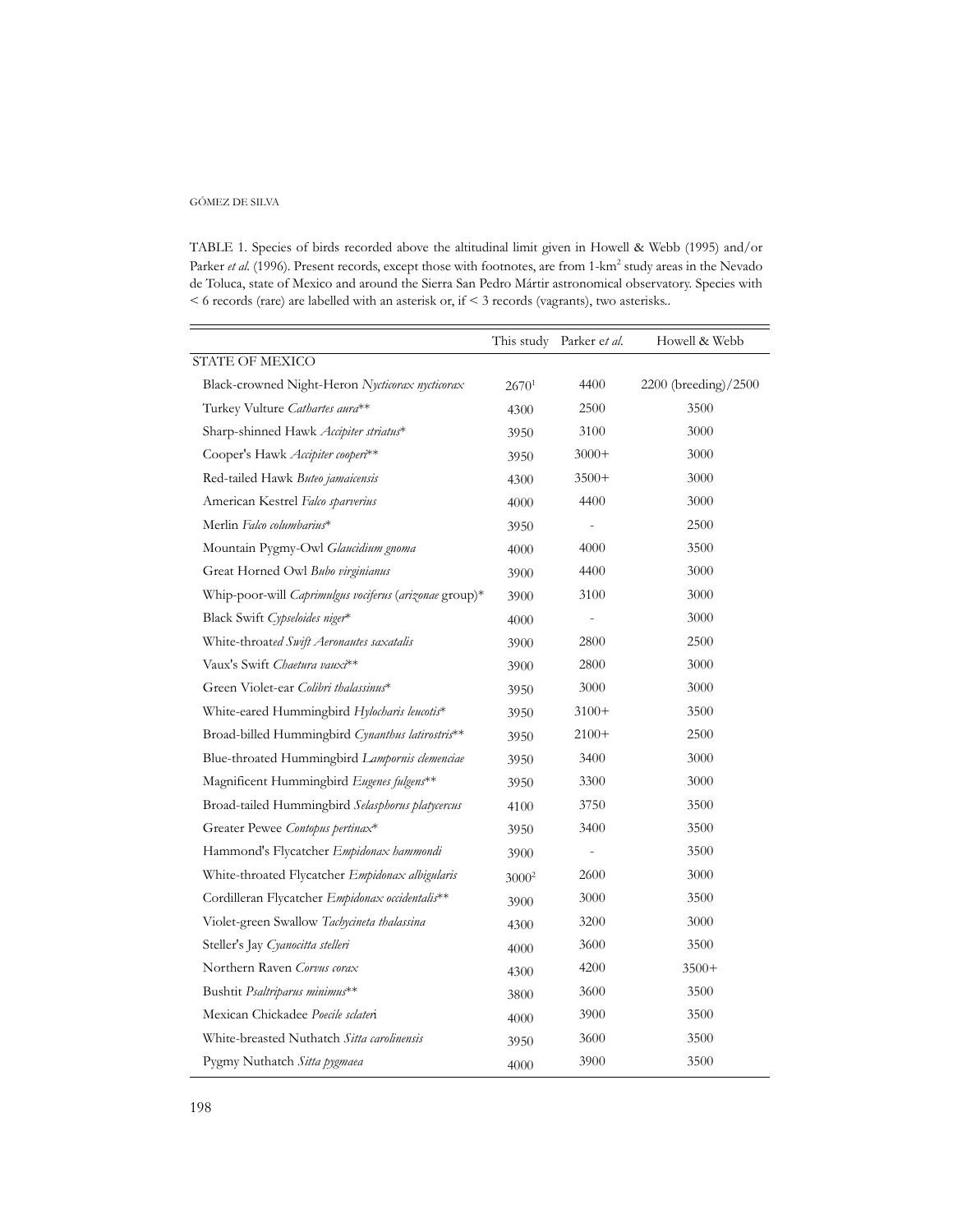TABLE 1. Species of birds recorded above the altitudinal limit given in Howell & Webb (1995) and/or Parker *et al.* (1996). Present records, except those with footnotes, are from 1-km$^2$ study areas in the Nevado de Toluca, state of Mexico and around the Sierra San Pedro Mártir astronomical observatory. Species with < 6 records (rare) are labelled with an asterisk or, if < 3 records (vagrants), two asterisks..

| | This study | Parker *et al.* | Howell & Webb |
|---|---|---|---|
| STATE OF MEXICO | | | |
| Black-crowned Night-Heron *Nycticorax nycticorax* | 2670[1] | 4400 | 2200 (breeding)/2500 |
| Turkey Vulture *Cathartes aura*** | 4300 | 2500 | 3500 |
| Sharp-shinned Hawk *Accipiter striatus** | 3950 | 3100 | 3000 |
| Cooper's Hawk *Accipiter cooperi*** | 3950 | 3000+ | 3000 |
| Red-tailed Hawk *Buteo jamaicensis* | 4300 | 3500+ | 3000 |
| American Kestrel *Falco sparverius* | 4000 | 4400 | 3000 |
| Merlin *Falco columbarius** | 3950 | - | 2500 |
| Mountain Pygmy-Owl *Glaucidium gnoma* | 4000 | 4000 | 3500 |
| Great Horned Owl *Bubo virginianus* | 3900 | 4400 | 3000 |
| Whip-poor-will *Caprimulgus vociferus* (*arizonae* group)* | 3900 | 3100 | 3000 |
| Black Swift *Cypseloides niger** | 4000 | - | 3000 |
| White-throated Swift *Aeronautes saxatalis* | 3900 | 2800 | 2500 |
| Vaux's Swift *Chaetura vauxi*** | 3900 | 2800 | 3000 |
| Green Violet-ear *Colibri thalassinus** | 3950 | 3000 | 3000 |
| White-eared Hummingbird *Hylocharis leucotis** | 3950 | 3100+ | 3500 |
| Broad-billed Hummingbird *Cynanthus latirostris*** | 3950 | 2100+ | 2500 |
| Blue-throated Hummingbird *Lampornis clemenciae* | 3950 | 3400 | 3000 |
| Magnificent Hummingbird *Eugenes fulgens*** | 3950 | 3300 | 3000 |
| Broad-tailed Hummingbird *Selasphorus platycercus* | 4100 | 3750 | 3500 |
| Greater Pewee *Contopus pertinax** | 3950 | 3400 | 3500 |
| Hammond's Flycatcher *Empidonax hammondi* | 3900 | - | 3500 |
| White-throated Flycatcher *Empidonax albigularis* | 3000[2] | 2600 | 3000 |
| Cordilleran Flycatcher *Empidonax occidentalis*** | 3900 | 3000 | 3500 |
| Violet-green Swallow *Tachycineta thalassina* | 4300 | 3200 | 3000 |
| Steller's Jay *Cyanocitta stelleri* | 4000 | 3600 | 3500 |
| Northern Raven *Corvus corax* | 4300 | 4200 | 3500+ |
| Bushtit *Psaltriparus minimus*** | 3800 | 3600 | 3500 |
| Mexican Chickadee *Poecile sclateri* | 4000 | 3900 | 3500 |
| White-breasted Nuthatch *Sitta carolinensis* | 3950 | 3600 | 3500 |
| Pygmy Nuthatch *Sitta pygmaea* | 4000 | 3900 | 3500 |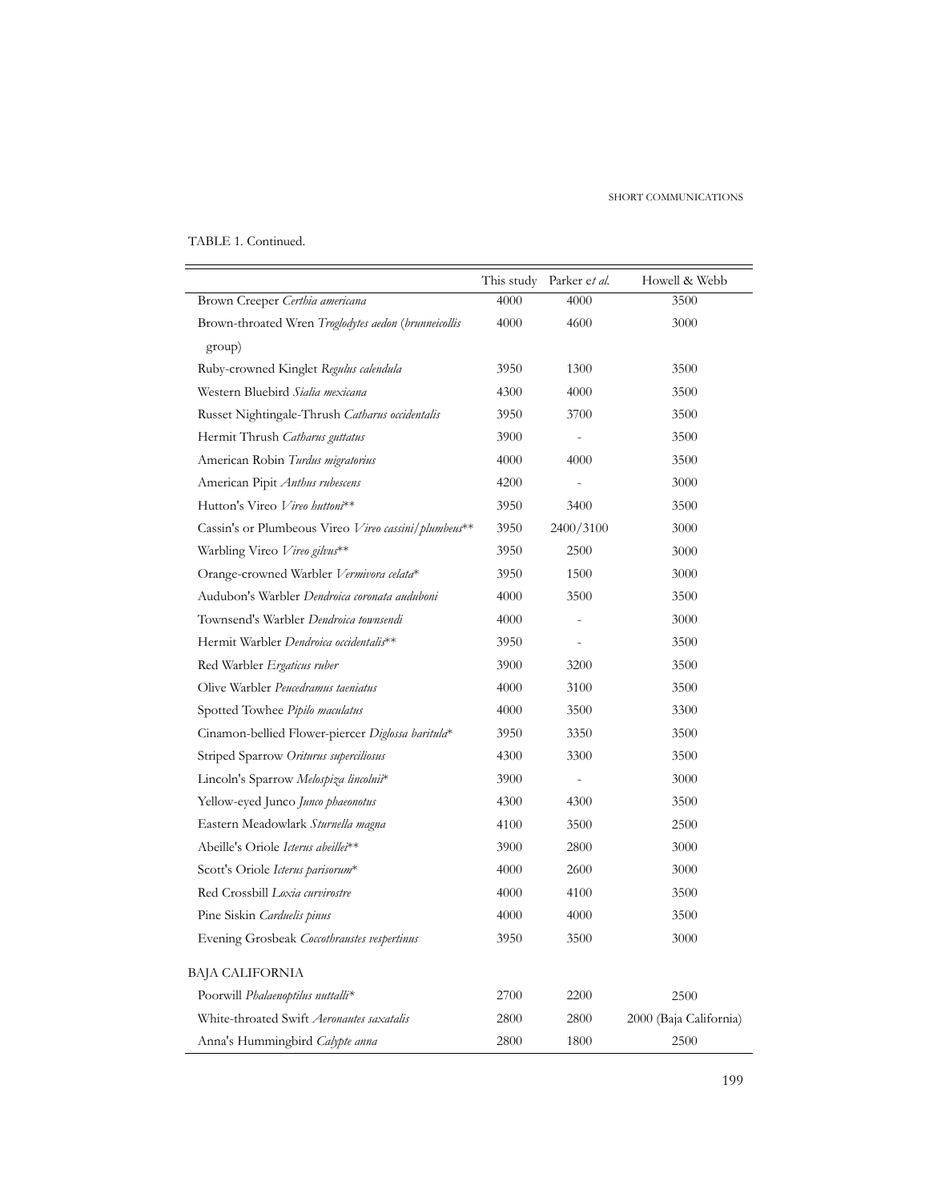TABLE 1. Continued.

| | This study | Parker *et al.* | Howell & Webb |
|---|---|---|---|
| Brown Creeper *Certhia americana* | 4000 | 4000 | 3500 |
| Brown-throated Wren *Troglodytes aedon* (*brunneicollis* group) | 4000 | 4600 | 3000 |
| Ruby-crowned Kinglet *Regulus calendula* | 3950 | 1300 | 3500 |
| Western Bluebird *Sialia mexicana* | 4300 | 4000 | 3500 |
| Russet Nightingale-Thrush *Catharus occidentalis* | 3950 | 3700 | 3500 |
| Hermit Thrush *Catharus guttatus* | 3900 | - | 3500 |
| American Robin *Turdus migratorius* | 4000 | 4000 | 3500 |
| American Pipit *Anthus rubescens* | 4200 | - | 3000 |
| Hutton's Vireo *Vireo huttoni*** | 3950 | 3400 | 3500 |
| Cassin's or Plumbeous Vireo *Vireo cassini/plumbeus*** | 3950 | 2400/3100 | 3000 |
| Warbling Vireo *Vireo gilvus*** | 3950 | 2500 | 3000 |
| Orange-crowned Warbler *Vermivora celata** | 3950 | 1500 | 3000 |
| Audubon's Warbler *Dendroica coronata auduboni* | 4000 | 3500 | 3500 |
| Townsend's Warbler *Dendroica townsendi* | 4000 | - | 3000 |
| Hermit Warbler *Dendroica occidentalis*** | 3950 | - | 3500 |
| Red Warbler *Ergaticus ruber* | 3900 | 3200 | 3500 |
| Olive Warbler *Peucedramus taeniatus* | 4000 | 3100 | 3500 |
| Spotted Towhee *Pipilo maculatus* | 4000 | 3500 | 3300 |
| Cinamon-bellied Flower-piercer *Diglossa baritula** | 3950 | 3350 | 3500 |
| Striped Sparrow *Oriturus superciliosus* | 4300 | 3300 | 3500 |
| Lincoln's Sparrow *Melospiza lincolnii** | 3900 | - | 3000 |
| Yellow-eyed Junco *Junco phaeonotus* | 4300 | 4300 | 3500 |
| Eastern Meadowlark *Sturnella magna* | 4100 | 3500 | 2500 |
| Abeille's Oriole *Icterus abeillei*** | 3900 | 2800 | 3000 |
| Scott's Oriole *Icterus parisorum** | 4000 | 2600 | 3000 |
| Red Crossbill *Loxia curvirostre* | 4000 | 4100 | 3500 |
| Pine Siskin *Carduelis pinus* | 4000 | 4000 | 3500 |
| Evening Grosbeak *Coccothraustes vespertinus* | 3950 | 3500 | 3000 |
| BAJA CALIFORNIA | | | |
| Poorwill *Phalaenoptilus nuttalli** | 2700 | 2200 | 2500 |
| White-throated Swift *Aeronautes saxatalis* | 2800 | 2800 | 2000 (Baja California) |
| Anna's Hummingbird *Calypte anna* | 2800 | 1800 | 2500 |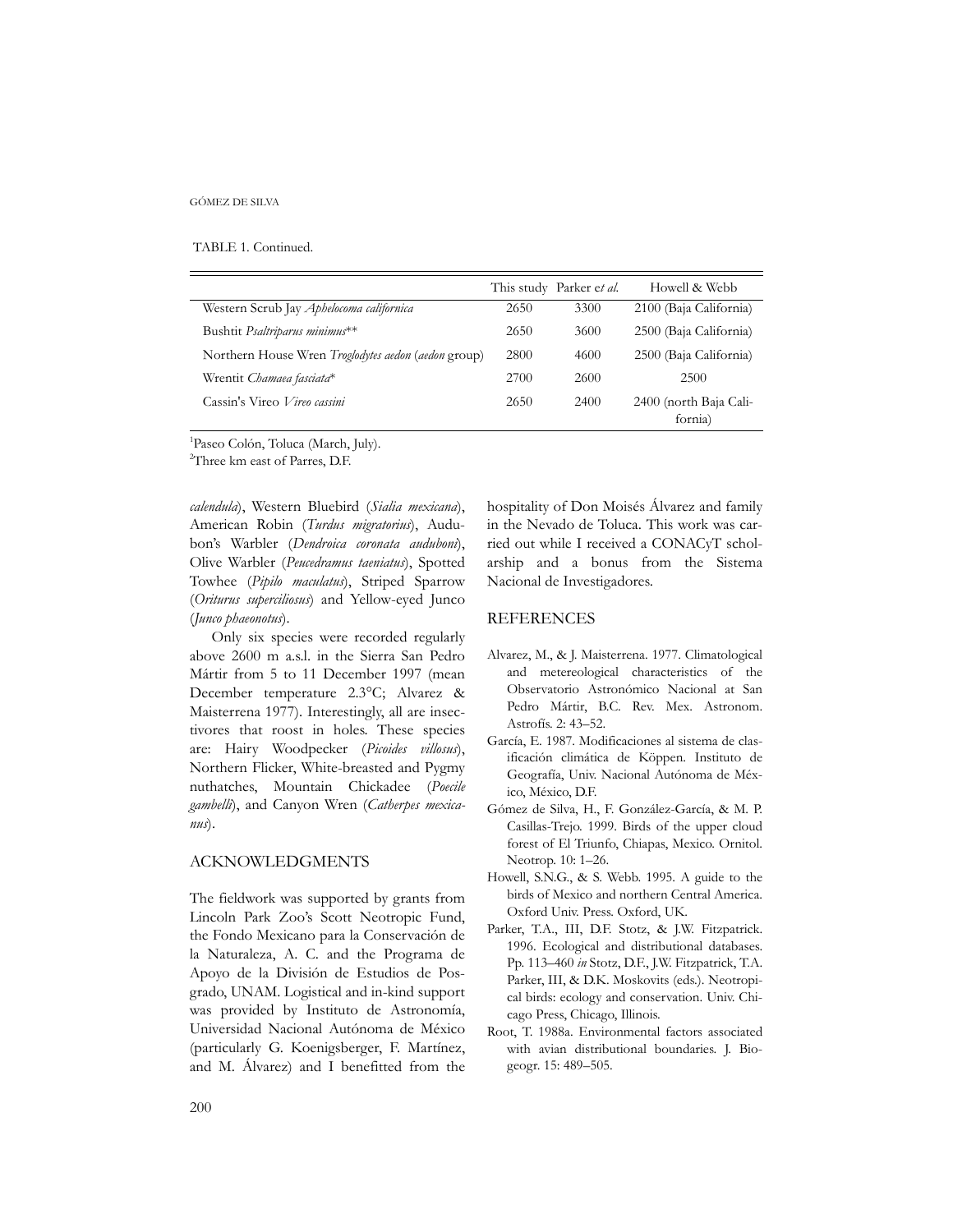TABLE 1. Continued.

| | This study | Parker e*t al.* | Howell & Webb |
|---|---|---|---|
| Western Scrub Jay *Aphelocoma californica* | 2650 | 3300 | 2100 (Baja California) |
| Bushtit *Psaltriparus minimus*** | 2650 | 3600 | 2500 (Baja California) |
| Northern House Wren *Troglodytes aedon* (*aedon* group) | 2800 | 4600 | 2500 (Baja California) |
| Wrentit *Chamaea fasciata** | 2700 | 2600 | 2500 |
| Cassin's Vireo *Vireo cassini* | 2650 | 2400 | 2400 (north Baja California) |

[1]Paseo Colón, Toluca (March, July).
[2]Three km east of Parres, D.F.

*calendula*), Western Bluebird (*Sialia mexicana*), American Robin (*Turdus migratorius*), Audubon's Warbler (*Dendroica coronata auduboni*), Olive Warbler (*Peucedramus taeniatus*), Spotted Towhee (*Pipilo maculatus*), Striped Sparrow (*Oriturus superciliosus*) and Yellow-eyed Junco (*Junco phaeonotus*).

Only six species were recorded regularly above 2600 m a.s.l. in the Sierra San Pedro Mártir from 5 to 11 December 1997 (mean December temperature 2.3°C; Alvarez & Maisterrena 1977). Interestingly, all are insectivores that roost in holes. These species are: Hairy Woodpecker (*Picoides villosus*), Northern Flicker, White-breasted and Pygmy nuthatches, Mountain Chickadee (*Poecile gambelli*), and Canyon Wren (*Catherpes mexicanus*).

## ACKNOWLEDGMENTS

The fieldwork was supported by grants from Lincoln Park Zoo's Scott Neotropic Fund, the Fondo Mexicano para la Conservación de la Naturaleza, A. C. and the Programa de Apoyo de la División de Estudios de Posgrado, UNAM. Logistical and in-kind support was provided by Instituto de Astronomía, Universidad Nacional Autónoma de México (particularly G. Koenigsberger, F. Martínez, and M. Álvarez) and I benefitted from the hospitality of Don Moisés Álvarez and family in the Nevado de Toluca. This work was carried out while I received a CONACyT scholarship and a bonus from the Sistema Nacional de Investigadores.

## REFERENCES

Alvarez, M., & J. Maisterrena. 1977. Climatological and metereological characteristics of the Observatorio Astronómico Nacional at San Pedro Mártir, B.C. Rev. Mex. Astronom. Astrofís. 2: 43–52.

García, E. 1987. Modificaciones al sistema de clasificación climática de Köppen. Instituto de Geografía, Univ. Nacional Autónoma de México, México, D.F.

Gómez de Silva, H., F. González-García, & M. P. Casillas-Trejo. 1999. Birds of the upper cloud forest of El Triunfo, Chiapas, Mexico. Ornitol. Neotrop. 10: 1–26.

Howell, S.N.G., & S. Webb. 1995. A guide to the birds of Mexico and northern Central America. Oxford Univ. Press. Oxford, UK.

Parker, T.A., III, D.F. Stotz, & J.W. Fitzpatrick. 1996. Ecological and distributional databases. Pp. 113–460 *in* Stotz, D.F., J.W. Fitzpatrick, T.A. Parker, III, & D.K. Moskovits (eds.). Neotropical birds: ecology and conservation. Univ. Chicago Press, Chicago, Illinois.

Root, T. 1988a. Environmental factors associated with avian distributional boundaries. J. Biogeogr. 15: 489–505.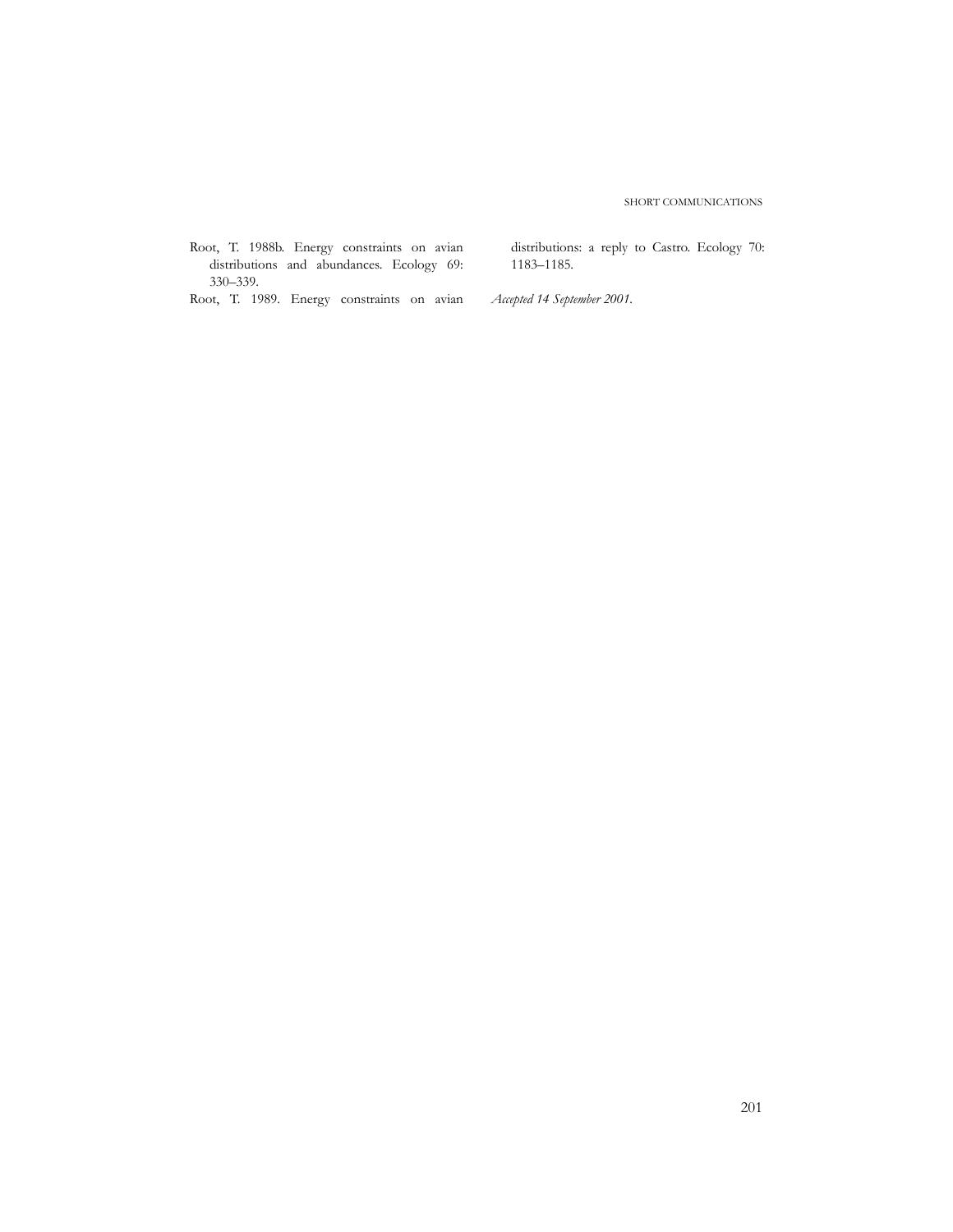Root, T. 1988b. Energy constraints on avian distributions and abundances. Ecology 69: 330–339.

Root, T. 1989. Energy constraints on avian distributions: a reply to Castro. Ecology 70: 1183–1185.

*Accepted 14 September 2001.*